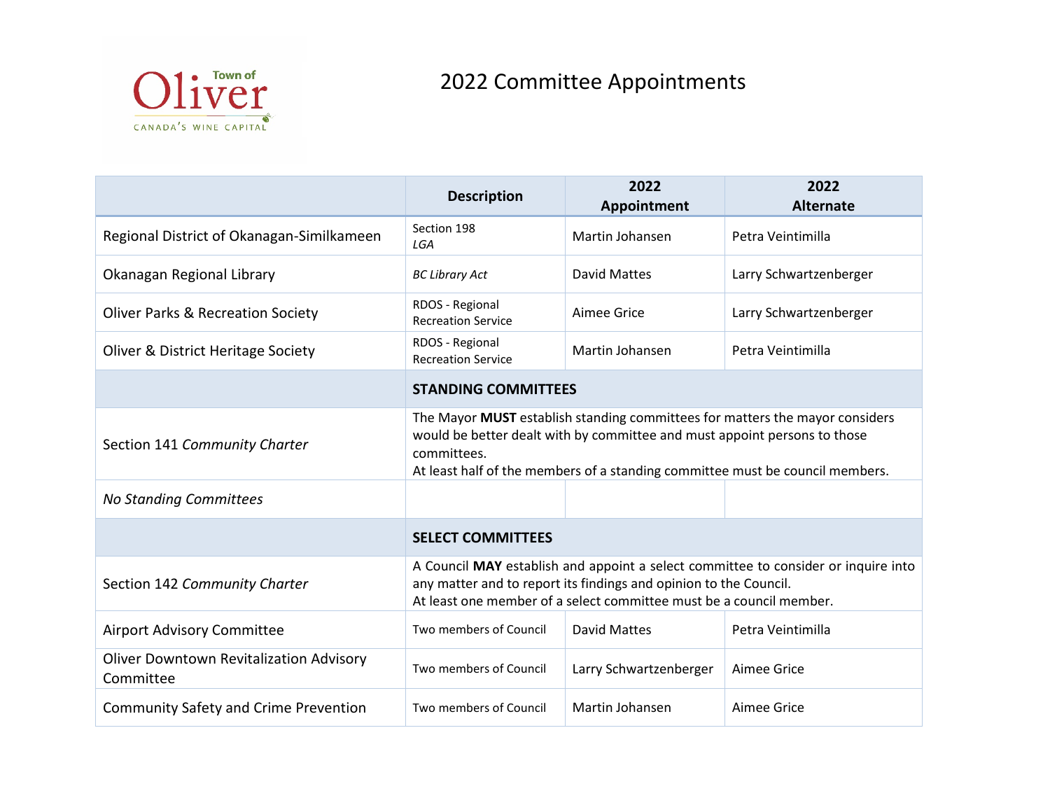Town of Oliver
CANADA'S WINE CAPITAL

# 2022 Committee Appointments

| | Description | 2022 Appointment | 2022 Alternate |
|---|---|---|---|
| Regional District of Okanagan-Similkameen | Section 198 *LGA* | Martin Johansen | Petra Veintimilla |
| Okanagan Regional Library | *BC Library Act* | David Mattes | Larry Schwartzenberger |
| Oliver Parks & Recreation Society | RDOS - Regional Recreation Service | Aimee Grice | Larry Schwartzenberger |
| Oliver & District Heritage Society | RDOS - Regional Recreation Service | Martin Johansen | Petra Veintimilla |
| | **STANDING COMMITTEES** | | |
| Section 141 *Community Charter* | The Mayor **MUST** establish standing committees for matters the mayor considers would be better dealt with by committee and must appoint persons to those committees. At least half of the members of a standing committee must be council members. | | |
| *No Standing Committees* | | | |
| | **SELECT COMMITTEES** | | |
| Section 142 *Community Charter* | A Council **MAY** establish and appoint a select committee to consider or inquire into any matter and to report its findings and opinion to the Council. At least one member of a select committee must be a council member. | | |
| Airport Advisory Committee | Two members of Council | David Mattes | Petra Veintimilla |
| Oliver Downtown Revitalization Advisory Committee | Two members of Council | Larry Schwartzenberger | Aimee Grice |
| Community Safety and Crime Prevention | Two members of Council | Martin Johansen | Aimee Grice |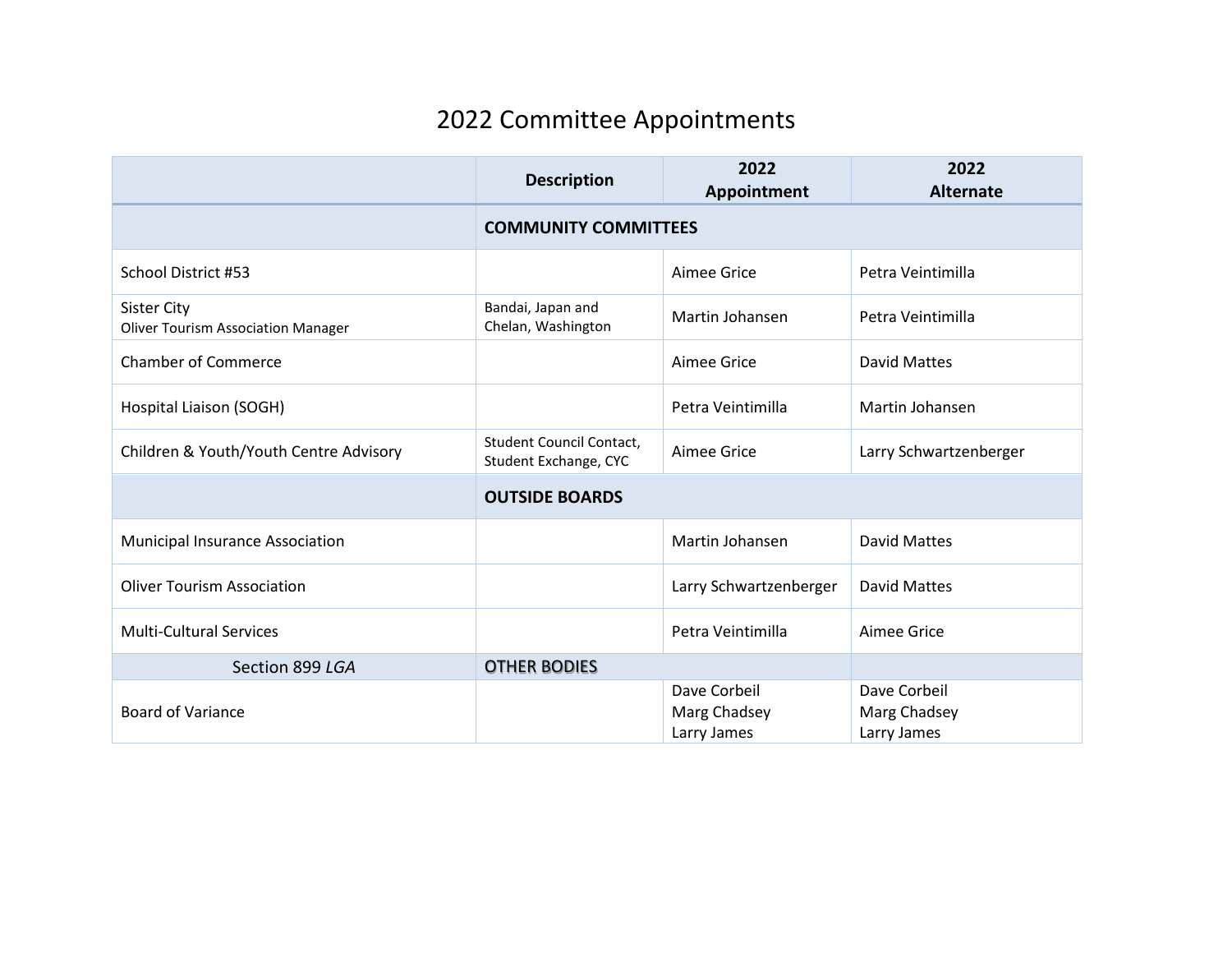# 2022 Committee Appointments

| | Description | 2022 Appointment | 2022 Alternate |
|---|---|---|---|
| | **COMMUNITY COMMITTEES** | | |
| School District #53 | | Aimee Grice | Petra Veintimilla |
| Sister City<br>Oliver Tourism Association Manager | Bandai, Japan and Chelan, Washington | Martin Johansen | Petra Veintimilla |
| Chamber of Commerce | | Aimee Grice | David Mattes |
| Hospital Liaison (SOGH) | | Petra Veintimilla | Martin Johansen |
| Children & Youth/Youth Centre Advisory | Student Council Contact, Student Exchange, CYC | Aimee Grice | Larry Schwartzenberger |
| | **OUTSIDE BOARDS** | | |
| Municipal Insurance Association | | Martin Johansen | David Mattes |
| Oliver Tourism Association | | Larry Schwartzenberger | David Mattes |
| Multi-Cultural Services | | Petra Veintimilla | Aimee Grice |
| Section 899 *LGA* | OTHER BODIES | | |
| Board of Variance | | Dave Corbeil<br>Marg Chadsey<br>Larry James | Dave Corbeil<br>Marg Chadsey<br>Larry James |